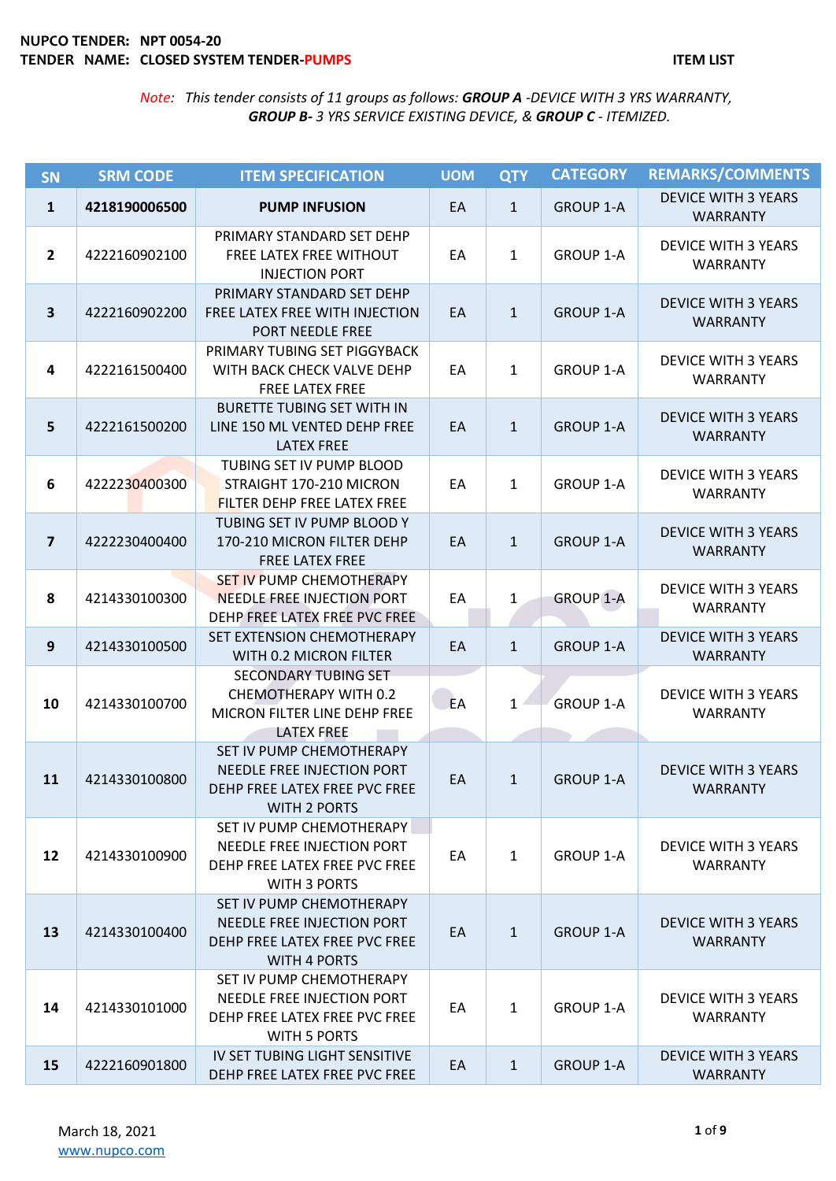**NUPCO TENDER: NPT 0054-20**
**TENDER NAME: CLOSED SYSTEM TENDER-PUMPS**

**ITEM LIST**

*Note: This tender consists of 11 groups as follows: **GROUP A** -DEVICE WITH 3 YRS WARRANTY, **GROUP B-** 3 YRS SERVICE EXISTING DEVICE, & **GROUP C** - ITEMIZED.*

| SN | SRM CODE | ITEM SPECIFICATION | UOM | QTY | CATEGORY | REMARKS/COMMENTS |
|---|---|---|---|---|---|---|
| **1** | **4218190006500** | **PUMP INFUSION** | EA | 1 | GROUP 1-A | DEVICE WITH 3 YEARS WARRANTY |
| **2** | 4222160902100 | PRIMARY STANDARD SET DEHP FREE LATEX FREE WITHOUT INJECTION PORT | EA | 1 | GROUP 1-A | DEVICE WITH 3 YEARS WARRANTY |
| **3** | 4222160902200 | PRIMARY STANDARD SET DEHP FREE LATEX FREE WITH INJECTION PORT NEEDLE FREE | EA | 1 | GROUP 1-A | DEVICE WITH 3 YEARS WARRANTY |
| **4** | 4222161500400 | PRIMARY TUBING SET PIGGYBACK WITH BACK CHECK VALVE DEHP FREE LATEX FREE | EA | 1 | GROUP 1-A | DEVICE WITH 3 YEARS WARRANTY |
| **5** | 4222161500200 | BURETTE TUBING SET WITH IN LINE 150 ML VENTED DEHP FREE LATEX FREE | EA | 1 | GROUP 1-A | DEVICE WITH 3 YEARS WARRANTY |
| **6** | 4222230400300 | TUBING SET IV PUMP BLOOD STRAIGHT 170-210 MICRON FILTER DEHP FREE LATEX FREE | EA | 1 | GROUP 1-A | DEVICE WITH 3 YEARS WARRANTY |
| **7** | 4222230400400 | TUBING SET IV PUMP BLOOD Y 170-210 MICRON FILTER DEHP FREE LATEX FREE | EA | 1 | GROUP 1-A | DEVICE WITH 3 YEARS WARRANTY |
| **8** | 4214330100300 | SET IV PUMP CHEMOTHERAPY NEEDLE FREE INJECTION PORT DEHP FREE LATEX FREE PVC FREE | EA | 1 | GROUP 1-A | DEVICE WITH 3 YEARS WARRANTY |
| **9** | 4214330100500 | SET EXTENSION CHEMOTHERAPY WITH 0.2 MICRON FILTER | EA | 1 | GROUP 1-A | DEVICE WITH 3 YEARS WARRANTY |
| **10** | 4214330100700 | SECONDARY TUBING SET CHEMOTHERAPY WITH 0.2 MICRON FILTER LINE DEHP FREE LATEX FREE | EA | 1 | GROUP 1-A | DEVICE WITH 3 YEARS WARRANTY |
| **11** | 4214330100800 | SET IV PUMP CHEMOTHERAPY NEEDLE FREE INJECTION PORT DEHP FREE LATEX FREE PVC FREE WITH 2 PORTS | EA | 1 | GROUP 1-A | DEVICE WITH 3 YEARS WARRANTY |
| **12** | 4214330100900 | SET IV PUMP CHEMOTHERAPY NEEDLE FREE INJECTION PORT DEHP FREE LATEX FREE PVC FREE WITH 3 PORTS | EA | 1 | GROUP 1-A | DEVICE WITH 3 YEARS WARRANTY |
| **13** | 4214330100400 | SET IV PUMP CHEMOTHERAPY NEEDLE FREE INJECTION PORT DEHP FREE LATEX FREE PVC FREE WITH 4 PORTS | EA | 1 | GROUP 1-A | DEVICE WITH 3 YEARS WARRANTY |
| **14** | 4214330101000 | SET IV PUMP CHEMOTHERAPY NEEDLE FREE INJECTION PORT DEHP FREE LATEX FREE PVC FREE WITH 5 PORTS | EA | 1 | GROUP 1-A | DEVICE WITH 3 YEARS WARRANTY |
| **15** | 4222160901800 | IV SET TUBING LIGHT SENSITIVE DEHP FREE LATEX FREE PVC FREE | EA | 1 | GROUP 1-A | DEVICE WITH 3 YEARS WARRANTY |

March 18, 2021
www.nupco.com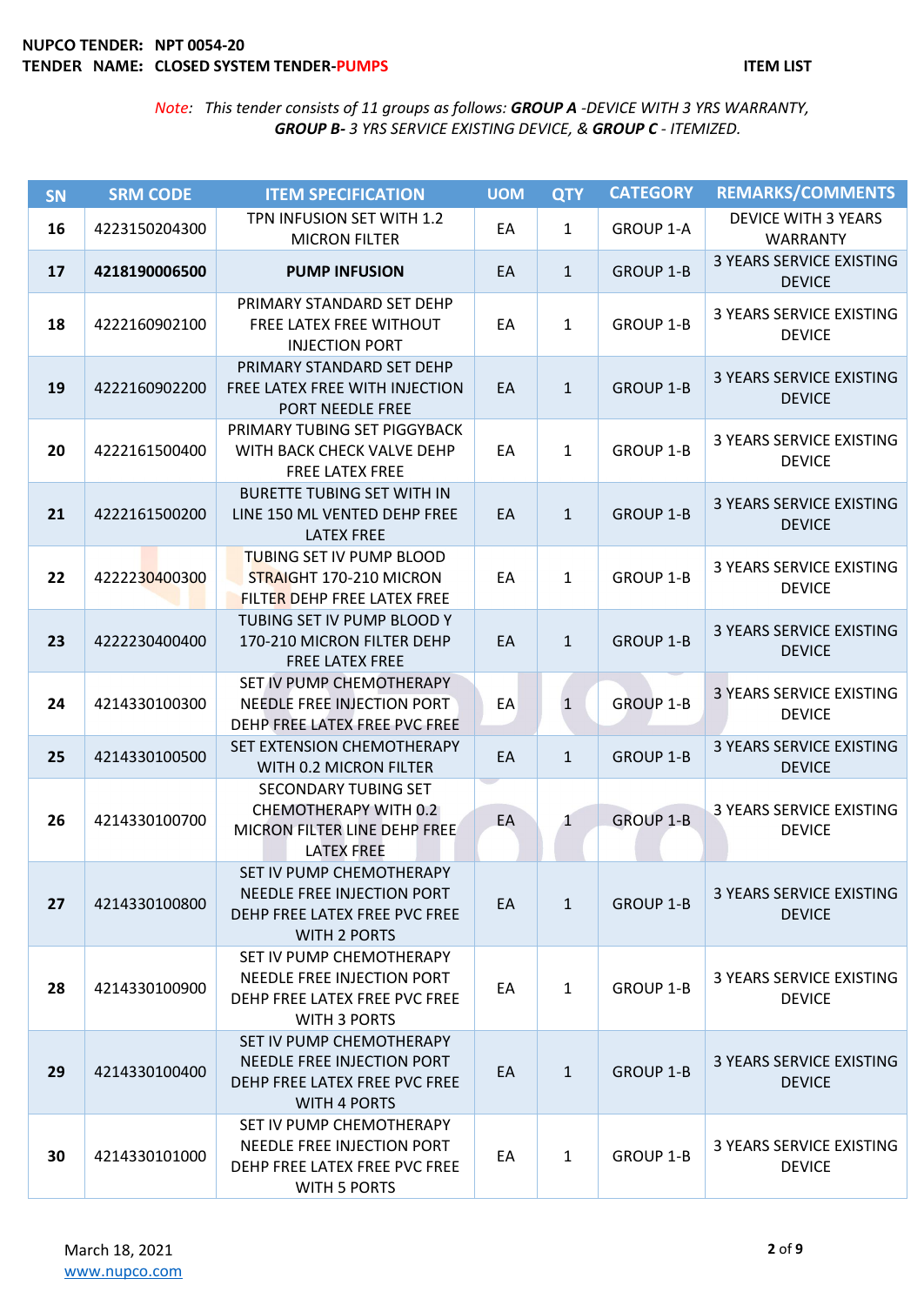**NUPCO TENDER:** **NPT 0054-20**
**TENDER NAME:** **CLOSED SYSTEM TENDER-PUMPS** **ITEM LIST**

*Note: This tender consists of 11 groups as follows: **GROUP A** -DEVICE WITH 3 YRS WARRANTY, **GROUP B-** 3 YRS SERVICE EXISTING DEVICE, & **GROUP C** - ITEMIZED.*

| SN | SRM CODE | ITEM SPECIFICATION | UOM | QTY | CATEGORY | REMARKS/COMMENTS |
|---|---|---|---|---|---|---|
| **16** | 4223150204300 | TPN INFUSION SET WITH 1.2 MICRON FILTER | EA | 1 | GROUP 1-A | DEVICE WITH 3 YEARS WARRANTY |
| **17** | **4218190006500** | **PUMP INFUSION** | EA | 1 | GROUP 1-B | 3 YEARS SERVICE EXISTING DEVICE |
| **18** | 4222160902100 | PRIMARY STANDARD SET DEHP FREE LATEX FREE WITHOUT INJECTION PORT | EA | 1 | GROUP 1-B | 3 YEARS SERVICE EXISTING DEVICE |
| **19** | 4222160902200 | PRIMARY STANDARD SET DEHP FREE LATEX FREE WITH INJECTION PORT NEEDLE FREE | EA | 1 | GROUP 1-B | 3 YEARS SERVICE EXISTING DEVICE |
| **20** | 4222161500400 | PRIMARY TUBING SET PIGGYBACK WITH BACK CHECK VALVE DEHP FREE LATEX FREE | EA | 1 | GROUP 1-B | 3 YEARS SERVICE EXISTING DEVICE |
| **21** | 4222161500200 | BURETTE TUBING SET WITH IN LINE 150 ML VENTED DEHP FREE LATEX FREE | EA | 1 | GROUP 1-B | 3 YEARS SERVICE EXISTING DEVICE |
| **22** | 4222230400300 | TUBING SET IV PUMP BLOOD STRAIGHT 170-210 MICRON FILTER DEHP FREE LATEX FREE | EA | 1 | GROUP 1-B | 3 YEARS SERVICE EXISTING DEVICE |
| **23** | 4222230400400 | TUBING SET IV PUMP BLOOD Y 170-210 MICRON FILTER DEHP FREE LATEX FREE | EA | 1 | GROUP 1-B | 3 YEARS SERVICE EXISTING DEVICE |
| **24** | 4214330100300 | SET IV PUMP CHEMOTHERAPY NEEDLE FREE INJECTION PORT DEHP FREE LATEX FREE PVC FREE | EA | 1 | GROUP 1-B | 3 YEARS SERVICE EXISTING DEVICE |
| **25** | 4214330100500 | SET EXTENSION CHEMOTHERAPY WITH 0.2 MICRON FILTER | EA | 1 | GROUP 1-B | 3 YEARS SERVICE EXISTING DEVICE |
| **26** | 4214330100700 | SECONDARY TUBING SET CHEMOTHERAPY WITH 0.2 MICRON FILTER LINE DEHP FREE LATEX FREE | EA | 1 | GROUP 1-B | 3 YEARS SERVICE EXISTING DEVICE |
| **27** | 4214330100800 | SET IV PUMP CHEMOTHERAPY NEEDLE FREE INJECTION PORT DEHP FREE LATEX FREE PVC FREE WITH 2 PORTS | EA | 1 | GROUP 1-B | 3 YEARS SERVICE EXISTING DEVICE |
| **28** | 4214330100900 | SET IV PUMP CHEMOTHERAPY NEEDLE FREE INJECTION PORT DEHP FREE LATEX FREE PVC FREE WITH 3 PORTS | EA | 1 | GROUP 1-B | 3 YEARS SERVICE EXISTING DEVICE |
| **29** | 4214330100400 | SET IV PUMP CHEMOTHERAPY NEEDLE FREE INJECTION PORT DEHP FREE LATEX FREE PVC FREE WITH 4 PORTS | EA | 1 | GROUP 1-B | 3 YEARS SERVICE EXISTING DEVICE |
| **30** | 4214330101000 | SET IV PUMP CHEMOTHERAPY NEEDLE FREE INJECTION PORT DEHP FREE LATEX FREE PVC FREE WITH 5 PORTS | EA | 1 | GROUP 1-B | 3 YEARS SERVICE EXISTING DEVICE |

March 18, 2021
www.nupco.com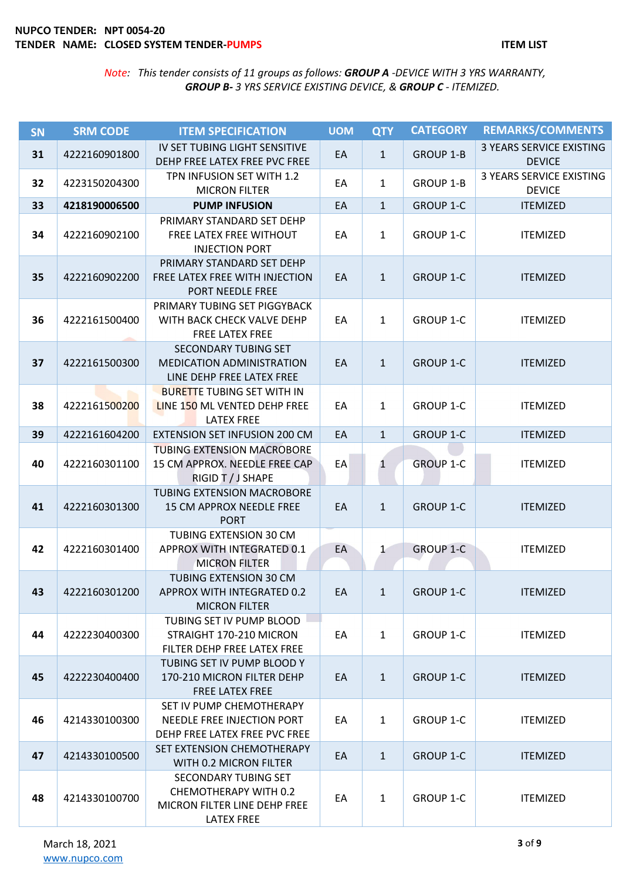**NUPCO TENDER: NPT 0054-20**
**TENDER NAME: CLOSED SYSTEM TENDER-PUMPS** **ITEM LIST**

*Note: This tender consists of 11 groups as follows: **GROUP A** -DEVICE WITH 3 YRS WARRANTY, **GROUP B-** 3 YRS SERVICE EXISTING DEVICE, & **GROUP C** - ITEMIZED.*

| SN | SRM CODE | ITEM SPECIFICATION | UOM | QTY | CATEGORY | REMARKS/COMMENTS |
|---|---|---|---|---|---|---|
| **31** | 4222160901800 | IV SET TUBING LIGHT SENSITIVE DEHP FREE LATEX FREE PVC FREE | EA | 1 | GROUP 1-B | 3 YEARS SERVICE EXISTING DEVICE |
| **32** | 4223150204300 | TPN INFUSION SET WITH 1.2 MICRON FILTER | EA | 1 | GROUP 1-B | 3 YEARS SERVICE EXISTING DEVICE |
| **33** | **4218190006500** | **PUMP INFUSION** | EA | 1 | GROUP 1-C | ITEMIZED |
| **34** | 4222160902100 | PRIMARY STANDARD SET DEHP FREE LATEX FREE WITHOUT INJECTION PORT | EA | 1 | GROUP 1-C | ITEMIZED |
| **35** | 4222160902200 | PRIMARY STANDARD SET DEHP FREE LATEX FREE WITH INJECTION PORT NEEDLE FREE | EA | 1 | GROUP 1-C | ITEMIZED |
| **36** | 4222161500400 | PRIMARY TUBING SET PIGGYBACK WITH BACK CHECK VALVE DEHP FREE LATEX FREE | EA | 1 | GROUP 1-C | ITEMIZED |
| **37** | 4222161500300 | SECONDARY TUBING SET MEDICATION ADMINISTRATION LINE DEHP FREE LATEX FREE | EA | 1 | GROUP 1-C | ITEMIZED |
| **38** | 4222161500200 | BURETTE TUBING SET WITH IN LINE 150 ML VENTED DEHP FREE LATEX FREE | EA | 1 | GROUP 1-C | ITEMIZED |
| **39** | 4222161604200 | EXTENSION SET INFUSION 200 CM | EA | 1 | GROUP 1-C | ITEMIZED |
| **40** | 4222160301100 | TUBING EXTENSION MACROBORE 15 CM APPROX. NEEDLE FREE CAP RIGID T / J SHAPE | EA | 1 | GROUP 1-C | ITEMIZED |
| **41** | 4222160301300 | TUBING EXTENSION MACROBORE 15 CM APPROX NEEDLE FREE PORT | EA | 1 | GROUP 1-C | ITEMIZED |
| **42** | 4222160301400 | TUBING EXTENSION 30 CM APPROX WITH INTEGRATED 0.1 MICRON FILTER | EA | 1 | GROUP 1-C | ITEMIZED |
| **43** | 4222160301200 | TUBING EXTENSION 30 CM APPROX WITH INTEGRATED 0.2 MICRON FILTER | EA | 1 | GROUP 1-C | ITEMIZED |
| **44** | 4222230400300 | TUBING SET IV PUMP BLOOD STRAIGHT 170-210 MICRON FILTER DEHP FREE LATEX FREE | EA | 1 | GROUP 1-C | ITEMIZED |
| **45** | 4222230400400 | TUBING SET IV PUMP BLOOD Y 170-210 MICRON FILTER DEHP FREE LATEX FREE | EA | 1 | GROUP 1-C | ITEMIZED |
| **46** | 4214330100300 | SET IV PUMP CHEMOTHERAPY NEEDLE FREE INJECTION PORT DEHP FREE LATEX FREE PVC FREE | EA | 1 | GROUP 1-C | ITEMIZED |
| **47** | 4214330100500 | SET EXTENSION CHEMOTHERAPY WITH 0.2 MICRON FILTER | EA | 1 | GROUP 1-C | ITEMIZED |
| **48** | 4214330100700 | SECONDARY TUBING SET CHEMOTHERAPY WITH 0.2 MICRON FILTER LINE DEHP FREE LATEX FREE | EA | 1 | GROUP 1-C | ITEMIZED |

March 18, 2021
www.nupco.com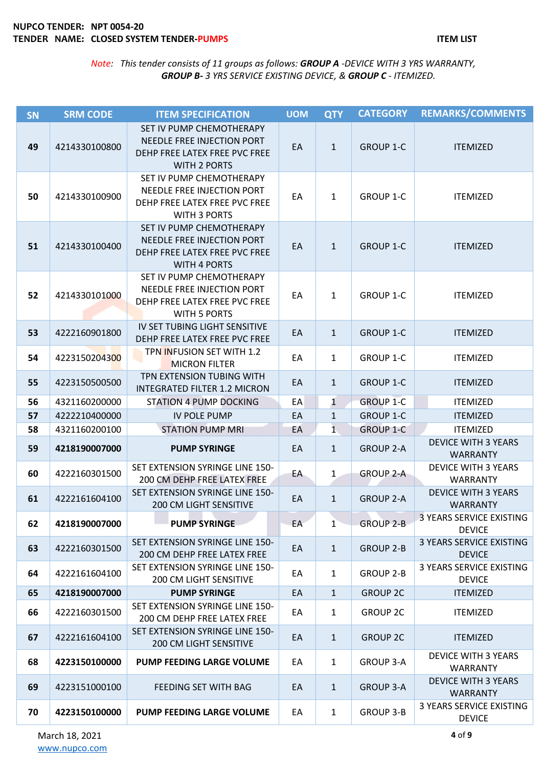**NUPCO TENDER: NPT 0054-20**
**TENDER NAME: CLOSED SYSTEM TENDER-PUMPS**

**ITEM LIST**

*Note: This tender consists of 11 groups as follows: **GROUP A** -DEVICE WITH 3 YRS WARRANTY, **GROUP B-** 3 YRS SERVICE EXISTING DEVICE, & **GROUP C** - ITEMIZED.*

| SN | SRM CODE | ITEM SPECIFICATION | UOM | QTY | CATEGORY | REMARKS/COMMENTS |
|---|---|---|---|---|---|---|
| **49** | 4214330100800 | SET IV PUMP CHEMOTHERAPY NEEDLE FREE INJECTION PORT DEHP FREE LATEX FREE PVC FREE WITH 2 PORTS | EA | 1 | GROUP 1-C | ITEMIZED |
| **50** | 4214330100900 | SET IV PUMP CHEMOTHERAPY NEEDLE FREE INJECTION PORT DEHP FREE LATEX FREE PVC FREE WITH 3 PORTS | EA | 1 | GROUP 1-C | ITEMIZED |
| **51** | 4214330100400 | SET IV PUMP CHEMOTHERAPY NEEDLE FREE INJECTION PORT DEHP FREE LATEX FREE PVC FREE WITH 4 PORTS | EA | 1 | GROUP 1-C | ITEMIZED |
| **52** | 4214330101000 | SET IV PUMP CHEMOTHERAPY NEEDLE FREE INJECTION PORT DEHP FREE LATEX FREE PVC FREE WITH 5 PORTS | EA | 1 | GROUP 1-C | ITEMIZED |
| **53** | 4222160901800 | IV SET TUBING LIGHT SENSITIVE DEHP FREE LATEX FREE PVC FREE | EA | 1 | GROUP 1-C | ITEMIZED |
| **54** | 4223150204300 | TPN INFUSION SET WITH 1.2 MICRON FILTER | EA | 1 | GROUP 1-C | ITEMIZED |
| **55** | 4223150500500 | TPN EXTENSION TUBING WITH INTEGRATED FILTER 1.2 MICRON | EA | 1 | GROUP 1-C | ITEMIZED |
| **56** | 4321160200000 | STATION 4 PUMP DOCKING | EA | 1 | GROUP 1-C | ITEMIZED |
| **57** | 4222210400000 | IV POLE PUMP | EA | 1 | GROUP 1-C | ITEMIZED |
| **58** | 4321160200100 | STATION PUMP MRI | EA | 1 | GROUP 1-C | ITEMIZED |
| **59** | **4218190007000** | **PUMP SYRINGE** | EA | 1 | GROUP 2-A | DEVICE WITH 3 YEARS WARRANTY |
| **60** | 4222160301500 | SET EXTENSION SYRINGE LINE 150-200 CM DEHP FREE LATEX FREE | EA | 1 | GROUP 2-A | DEVICE WITH 3 YEARS WARRANTY |
| **61** | 4222161604100 | SET EXTENSION SYRINGE LINE 150-200 CM LIGHT SENSITIVE | EA | 1 | GROUP 2-A | DEVICE WITH 3 YEARS WARRANTY |
| **62** | **4218190007000** | **PUMP SYRINGE** | EA | 1 | GROUP 2-B | 3 YEARS SERVICE EXISTING DEVICE |
| **63** | 4222160301500 | SET EXTENSION SYRINGE LINE 150-200 CM DEHP FREE LATEX FREE | EA | 1 | GROUP 2-B | 3 YEARS SERVICE EXISTING DEVICE |
| **64** | 4222161604100 | SET EXTENSION SYRINGE LINE 150-200 CM LIGHT SENSITIVE | EA | 1 | GROUP 2-B | 3 YEARS SERVICE EXISTING DEVICE |
| **65** | **4218190007000** | **PUMP SYRINGE** | EA | 1 | GROUP 2C | ITEMIZED |
| **66** | 4222160301500 | SET EXTENSION SYRINGE LINE 150-200 CM DEHP FREE LATEX FREE | EA | 1 | GROUP 2C | ITEMIZED |
| **67** | 4222161604100 | SET EXTENSION SYRINGE LINE 150-200 CM LIGHT SENSITIVE | EA | 1 | GROUP 2C | ITEMIZED |
| **68** | **4223150100000** | **PUMP FEEDING LARGE VOLUME** | EA | 1 | GROUP 3-A | DEVICE WITH 3 YEARS WARRANTY |
| **69** | 4223151000100 | FEEDING SET WITH BAG | EA | 1 | GROUP 3-A | DEVICE WITH 3 YEARS WARRANTY |
| **70** | **4223150100000** | **PUMP FEEDING LARGE VOLUME** | EA | 1 | GROUP 3-B | 3 YEARS SERVICE EXISTING DEVICE |

March 18, 2021
www.nupco.com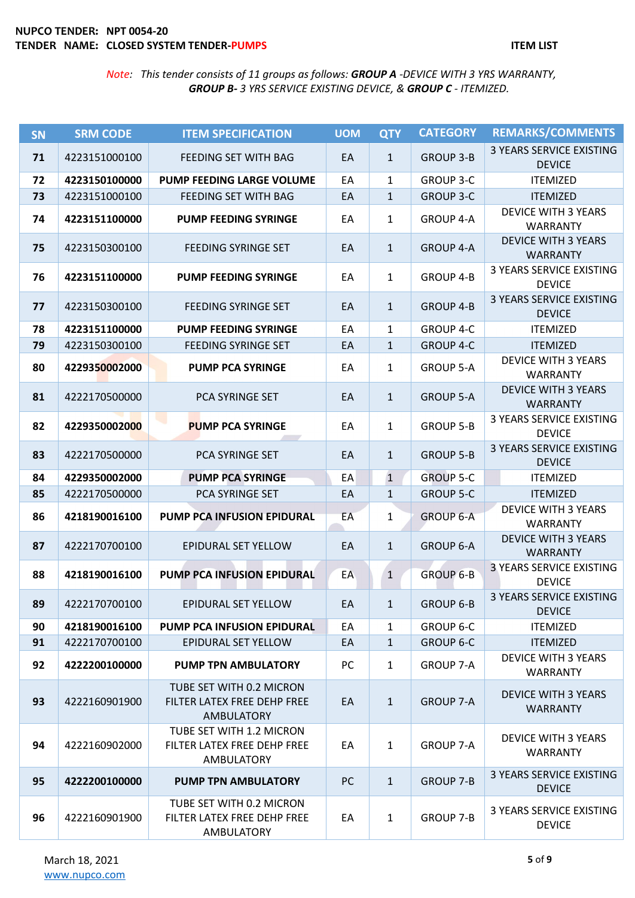**NUPCO TENDER:** **NPT 0054-20**
**TENDER NAME:** **CLOSED SYSTEM TENDER-PUMPS**

**ITEM LIST**

*Note: This tender consists of 11 groups as follows: **GROUP A** -DEVICE WITH 3 YRS WARRANTY, **GROUP B-** 3 YRS SERVICE EXISTING DEVICE, & **GROUP C** - ITEMIZED.*

| SN | SRM CODE | ITEM SPECIFICATION | UOM | QTY | CATEGORY | REMARKS/COMMENTS |
|---|---|---|---|---|---|---|
| 71 | 4223151000100 | FEEDING SET WITH BAG | EA | 1 | GROUP 3-B | 3 YEARS SERVICE EXISTING DEVICE |
| 72 | **4223150100000** | **PUMP FEEDING LARGE VOLUME** | EA | 1 | GROUP 3-C | ITEMIZED |
| 73 | 4223151000100 | FEEDING SET WITH BAG | EA | 1 | GROUP 3-C | ITEMIZED |
| 74 | **4223151100000** | **PUMP FEEDING SYRINGE** | EA | 1 | GROUP 4-A | DEVICE WITH 3 YEARS WARRANTY |
| 75 | 4223150300100 | FEEDING SYRINGE SET | EA | 1 | GROUP 4-A | DEVICE WITH 3 YEARS WARRANTY |
| 76 | **4223151100000** | **PUMP FEEDING SYRINGE** | EA | 1 | GROUP 4-B | 3 YEARS SERVICE EXISTING DEVICE |
| 77 | 4223150300100 | FEEDING SYRINGE SET | EA | 1 | GROUP 4-B | 3 YEARS SERVICE EXISTING DEVICE |
| 78 | **4223151100000** | **PUMP FEEDING SYRINGE** | EA | 1 | GROUP 4-C | ITEMIZED |
| 79 | 4223150300100 | FEEDING SYRINGE SET | EA | 1 | GROUP 4-C | ITEMIZED |
| 80 | **4229350002000** | **PUMP PCA SYRINGE** | EA | 1 | GROUP 5-A | DEVICE WITH 3 YEARS WARRANTY |
| 81 | 4222170500000 | PCA SYRINGE SET | EA | 1 | GROUP 5-A | DEVICE WITH 3 YEARS WARRANTY |
| 82 | **4229350002000** | **PUMP PCA SYRINGE** | EA | 1 | GROUP 5-B | 3 YEARS SERVICE EXISTING DEVICE |
| 83 | 4222170500000 | PCA SYRINGE SET | EA | 1 | GROUP 5-B | 3 YEARS SERVICE EXISTING DEVICE |
| 84 | **4229350002000** | **PUMP PCA SYRINGE** | EA | 1 | GROUP 5-C | ITEMIZED |
| 85 | 4222170500000 | PCA SYRINGE SET | EA | 1 | GROUP 5-C | ITEMIZED |
| 86 | **4218190016100** | **PUMP PCA INFUSION EPIDURAL** | EA | 1 | GROUP 6-A | DEVICE WITH 3 YEARS WARRANTY |
| 87 | 4222170700100 | EPIDURAL SET YELLOW | EA | 1 | GROUP 6-A | DEVICE WITH 3 YEARS WARRANTY |
| 88 | **4218190016100** | **PUMP PCA INFUSION EPIDURAL** | EA | 1 | GROUP 6-B | 3 YEARS SERVICE EXISTING DEVICE |
| 89 | 4222170700100 | EPIDURAL SET YELLOW | EA | 1 | GROUP 6-B | 3 YEARS SERVICE EXISTING DEVICE |
| 90 | **4218190016100** | **PUMP PCA INFUSION EPIDURAL** | EA | 1 | GROUP 6-C | ITEMIZED |
| 91 | 4222170700100 | EPIDURAL SET YELLOW | EA | 1 | GROUP 6-C | ITEMIZED |
| 92 | **4222200100000** | **PUMP TPN AMBULATORY** | PC | 1 | GROUP 7-A | DEVICE WITH 3 YEARS WARRANTY |
| 93 | 4222160901900 | TUBE SET WITH 0.2 MICRON FILTER LATEX FREE DEHP FREE AMBULATORY | EA | 1 | GROUP 7-A | DEVICE WITH 3 YEARS WARRANTY |
| 94 | 4222160902000 | TUBE SET WITH 1.2 MICRON FILTER LATEX FREE DEHP FREE AMBULATORY | EA | 1 | GROUP 7-A | DEVICE WITH 3 YEARS WARRANTY |
| 95 | **4222200100000** | **PUMP TPN AMBULATORY** | PC | 1 | GROUP 7-B | 3 YEARS SERVICE EXISTING DEVICE |
| 96 | 4222160901900 | TUBE SET WITH 0.2 MICRON FILTER LATEX FREE DEHP FREE AMBULATORY | EA | 1 | GROUP 7-B | 3 YEARS SERVICE EXISTING DEVICE |

March 18, 2021
www.nupco.com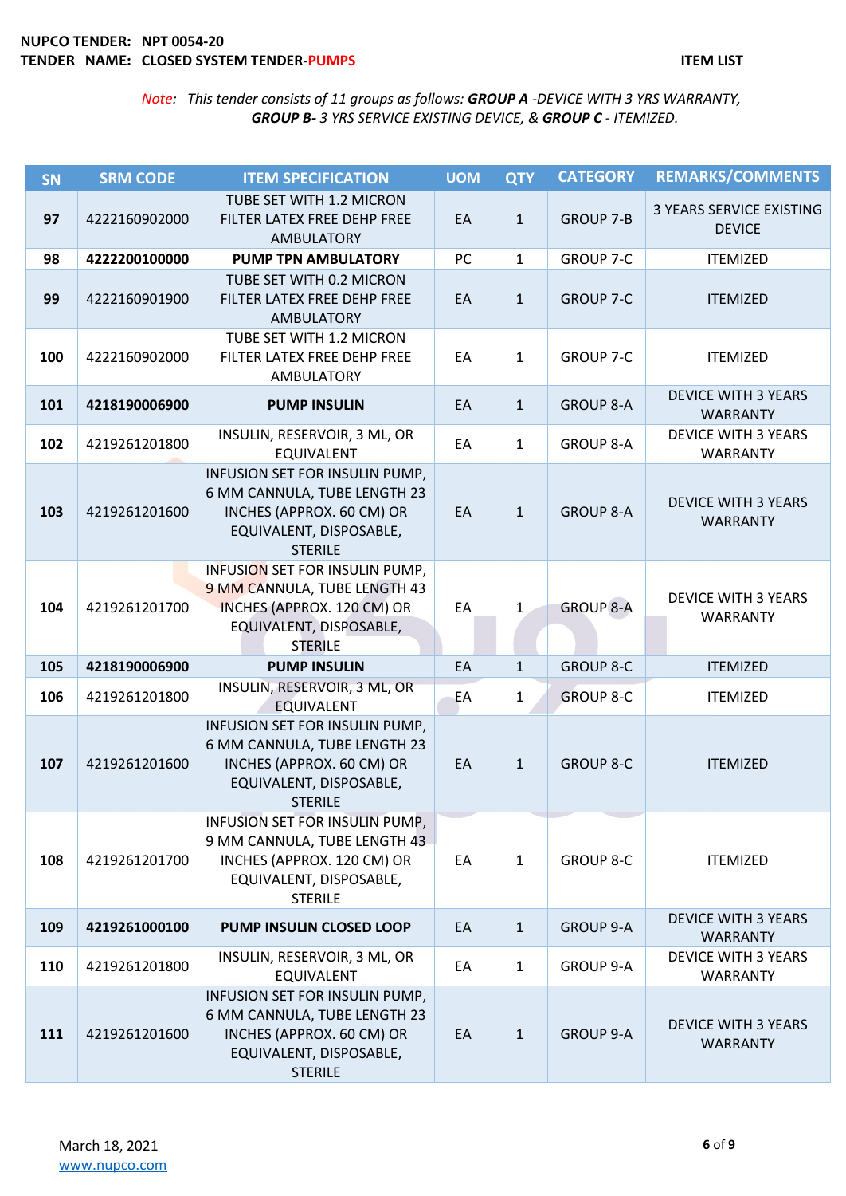**NUPCO TENDER: NPT 0054-20**
**TENDER NAME: CLOSED SYSTEM TENDER-PUMPS**

**ITEM LIST**

*Note: This tender consists of 11 groups as follows: **GROUP A** -DEVICE WITH 3 YRS WARRANTY, **GROUP B-** 3 YRS SERVICE EXISTING DEVICE, & **GROUP C** - ITEMIZED.*

| SN | SRM CODE | ITEM SPECIFICATION | UOM | QTY | CATEGORY | REMARKS/COMMENTS |
|---|---|---|---|---|---|---|
| **97** | 4222160902000 | TUBE SET WITH 1.2 MICRON FILTER LATEX FREE DEHP FREE AMBULATORY | EA | 1 | GROUP 7-B | 3 YEARS SERVICE EXISTING DEVICE |
| **98** | **4222200100000** | **PUMP TPN AMBULATORY** | PC | 1 | GROUP 7-C | ITEMIZED |
| **99** | 4222160901900 | TUBE SET WITH 0.2 MICRON FILTER LATEX FREE DEHP FREE AMBULATORY | EA | 1 | GROUP 7-C | ITEMIZED |
| **100** | 4222160902000 | TUBE SET WITH 1.2 MICRON FILTER LATEX FREE DEHP FREE AMBULATORY | EA | 1 | GROUP 7-C | ITEMIZED |
| **101** | **4218190006900** | **PUMP INSULIN** | EA | 1 | GROUP 8-A | DEVICE WITH 3 YEARS WARRANTY |
| **102** | 4219261201800 | INSULIN, RESERVOIR, 3 ML, OR EQUIVALENT | EA | 1 | GROUP 8-A | DEVICE WITH 3 YEARS WARRANTY |
| **103** | 4219261201600 | INFUSION SET FOR INSULIN PUMP, 6 MM CANNULA, TUBE LENGTH 23 INCHES (APPROX. 60 CM) OR EQUIVALENT, DISPOSABLE, STERILE | EA | 1 | GROUP 8-A | DEVICE WITH 3 YEARS WARRANTY |
| **104** | 4219261201700 | INFUSION SET FOR INSULIN PUMP, 9 MM CANNULA, TUBE LENGTH 43 INCHES (APPROX. 120 CM) OR EQUIVALENT, DISPOSABLE, STERILE | EA | 1 | GROUP 8-A | DEVICE WITH 3 YEARS WARRANTY |
| **105** | **4218190006900** | **PUMP INSULIN** | EA | 1 | GROUP 8-C | ITEMIZED |
| **106** | 4219261201800 | INSULIN, RESERVOIR, 3 ML, OR EQUIVALENT | EA | 1 | GROUP 8-C | ITEMIZED |
| **107** | 4219261201600 | INFUSION SET FOR INSULIN PUMP, 6 MM CANNULA, TUBE LENGTH 23 INCHES (APPROX. 60 CM) OR EQUIVALENT, DISPOSABLE, STERILE | EA | 1 | GROUP 8-C | ITEMIZED |
| **108** | 4219261201700 | INFUSION SET FOR INSULIN PUMP, 9 MM CANNULA, TUBE LENGTH 43 INCHES (APPROX. 120 CM) OR EQUIVALENT, DISPOSABLE, STERILE | EA | 1 | GROUP 8-C | ITEMIZED |
| **109** | **4219261000100** | **PUMP INSULIN CLOSED LOOP** | EA | 1 | GROUP 9-A | DEVICE WITH 3 YEARS WARRANTY |
| **110** | 4219261201800 | INSULIN, RESERVOIR, 3 ML, OR EQUIVALENT | EA | 1 | GROUP 9-A | DEVICE WITH 3 YEARS WARRANTY |
| **111** | 4219261201600 | INFUSION SET FOR INSULIN PUMP, 6 MM CANNULA, TUBE LENGTH 23 INCHES (APPROX. 60 CM) OR EQUIVALENT, DISPOSABLE, STERILE | EA | 1 | GROUP 9-A | DEVICE WITH 3 YEARS WARRANTY |

March 18, 2021
www.nupco.com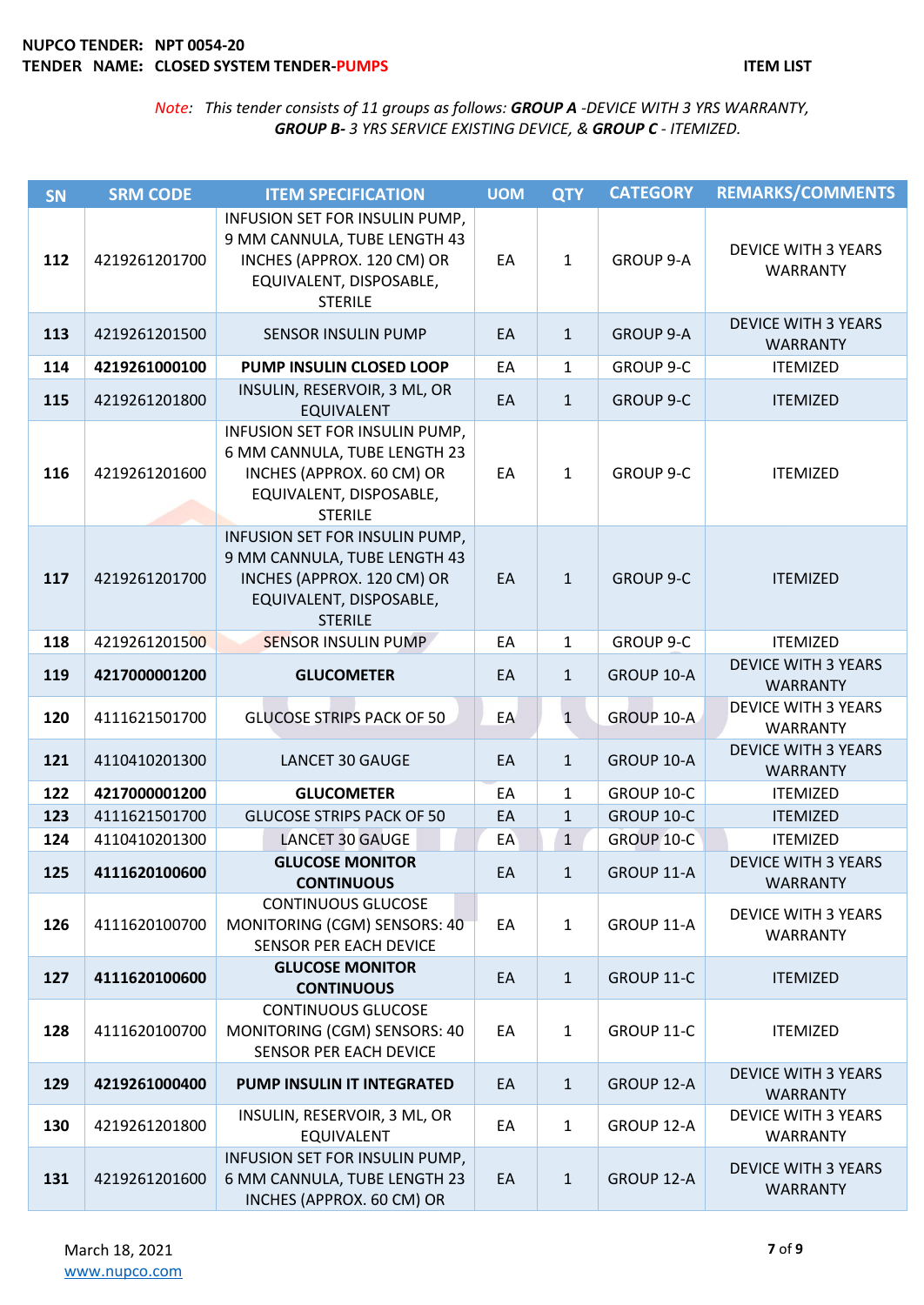**NUPCO TENDER:** **NPT 0054-20**
**TENDER NAME:** **CLOSED SYSTEM TENDER-PUMPS** **ITEM LIST**

*Note: This tender consists of 11 groups as follows: **GROUP A** -DEVICE WITH 3 YRS WARRANTY, **GROUP B-** 3 YRS SERVICE EXISTING DEVICE, & **GROUP C** - ITEMIZED.*

| SN | SRM CODE | ITEM SPECIFICATION | UOM | QTY | CATEGORY | REMARKS/COMMENTS |
|---|---|---|---|---|---|---|
| **112** | 4219261201700 | INFUSION SET FOR INSULIN PUMP, 9 MM CANNULA, TUBE LENGTH 43 INCHES (APPROX. 120 CM) OR EQUIVALENT, DISPOSABLE, STERILE | EA | 1 | GROUP 9-A | DEVICE WITH 3 YEARS WARRANTY |
| **113** | 4219261201500 | SENSOR INSULIN PUMP | EA | 1 | GROUP 9-A | DEVICE WITH 3 YEARS WARRANTY |
| **114** | **4219261000100** | **PUMP INSULIN CLOSED LOOP** | EA | 1 | GROUP 9-C | ITEMIZED |
| **115** | 4219261201800 | INSULIN, RESERVOIR, 3 ML, OR EQUIVALENT | EA | 1 | GROUP 9-C | ITEMIZED |
| **116** | 4219261201600 | INFUSION SET FOR INSULIN PUMP, 6 MM CANNULA, TUBE LENGTH 23 INCHES (APPROX. 60 CM) OR EQUIVALENT, DISPOSABLE, STERILE | EA | 1 | GROUP 9-C | ITEMIZED |
| **117** | 4219261201700 | INFUSION SET FOR INSULIN PUMP, 9 MM CANNULA, TUBE LENGTH 43 INCHES (APPROX. 120 CM) OR EQUIVALENT, DISPOSABLE, STERILE | EA | 1 | GROUP 9-C | ITEMIZED |
| **118** | 4219261201500 | SENSOR INSULIN PUMP | EA | 1 | GROUP 9-C | ITEMIZED |
| **119** | **4217000001200** | **GLUCOMETER** | EA | 1 | GROUP 10-A | DEVICE WITH 3 YEARS WARRANTY |
| **120** | 4111621501700 | GLUCOSE STRIPS PACK OF 50 | EA | 1 | GROUP 10-A | DEVICE WITH 3 YEARS WARRANTY |
| **121** | 4110410201300 | LANCET 30 GAUGE | EA | 1 | GROUP 10-A | DEVICE WITH 3 YEARS WARRANTY |
| **122** | **4217000001200** | **GLUCOMETER** | EA | 1 | GROUP 10-C | ITEMIZED |
| **123** | 4111621501700 | GLUCOSE STRIPS PACK OF 50 | EA | 1 | GROUP 10-C | ITEMIZED |
| **124** | 4110410201300 | LANCET 30 GAUGE | EA | 1 | GROUP 10-C | ITEMIZED |
| **125** | **4111620100600** | **GLUCOSE MONITOR CONTINUOUS** | EA | 1 | GROUP 11-A | DEVICE WITH 3 YEARS WARRANTY |
| **126** | 4111620100700 | CONTINUOUS GLUCOSE MONITORING (CGM) SENSORS: 40 SENSOR PER EACH DEVICE | EA | 1 | GROUP 11-A | DEVICE WITH 3 YEARS WARRANTY |
| **127** | **4111620100600** | **GLUCOSE MONITOR CONTINUOUS** | EA | 1 | GROUP 11-C | ITEMIZED |
| **128** | 4111620100700 | CONTINUOUS GLUCOSE MONITORING (CGM) SENSORS: 40 SENSOR PER EACH DEVICE | EA | 1 | GROUP 11-C | ITEMIZED |
| **129** | **4219261000400** | **PUMP INSULIN IT INTEGRATED** | EA | 1 | GROUP 12-A | DEVICE WITH 3 YEARS WARRANTY |
| **130** | 4219261201800 | INSULIN, RESERVOIR, 3 ML, OR EQUIVALENT | EA | 1 | GROUP 12-A | DEVICE WITH 3 YEARS WARRANTY |
| **131** | 4219261201600 | INFUSION SET FOR INSULIN PUMP, 6 MM CANNULA, TUBE LENGTH 23 INCHES (APPROX. 60 CM) OR | EA | 1 | GROUP 12-A | DEVICE WITH 3 YEARS WARRANTY |

March 18, 2021
www.nupco.com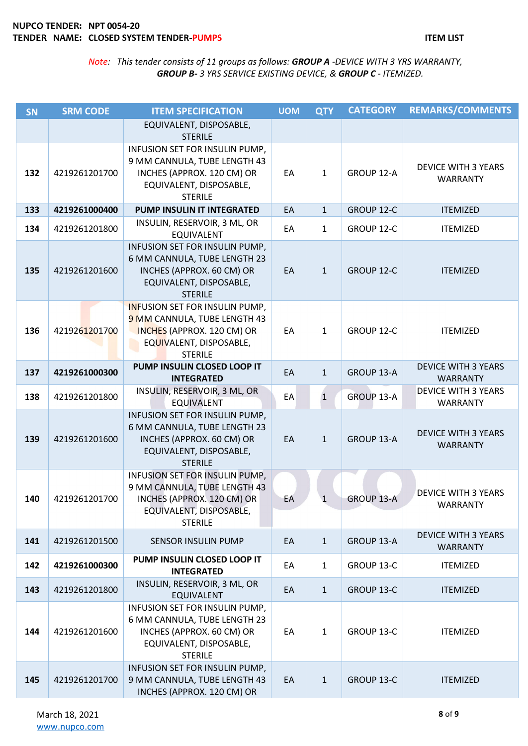**NUPCO TENDER: NPT 0054-20**
**TENDER NAME: CLOSED SYSTEM TENDER-PUMPS**

**ITEM LIST**

*Note: This tender consists of 11 groups as follows: **GROUP A** -DEVICE WITH 3 YRS WARRANTY, **GROUP B-** 3 YRS SERVICE EXISTING DEVICE, & **GROUP C** - ITEMIZED.*

| SN | SRM CODE | ITEM SPECIFICATION | UOM | QTY | CATEGORY | REMARKS/COMMENTS |
|---|---|---|---|---|---|---|
| | | EQUIVALENT, DISPOSABLE, STERILE | | | | |
| 132 | 4219261201700 | INFUSION SET FOR INSULIN PUMP, 9 MM CANNULA, TUBE LENGTH 43 INCHES (APPROX. 120 CM) OR EQUIVALENT, DISPOSABLE, STERILE | EA | 1 | GROUP 12-A | DEVICE WITH 3 YEARS WARRANTY |
| **133** | **4219261000400** | **PUMP INSULIN IT INTEGRATED** | EA | 1 | GROUP 12-C | ITEMIZED |
| 134 | 4219261201800 | INSULIN, RESERVOIR, 3 ML, OR EQUIVALENT | EA | 1 | GROUP 12-C | ITEMIZED |
| 135 | 4219261201600 | INFUSION SET FOR INSULIN PUMP, 6 MM CANNULA, TUBE LENGTH 23 INCHES (APPROX. 60 CM) OR EQUIVALENT, DISPOSABLE, STERILE | EA | 1 | GROUP 12-C | ITEMIZED |
| 136 | 4219261201700 | INFUSION SET FOR INSULIN PUMP, 9 MM CANNULA, TUBE LENGTH 43 INCHES (APPROX. 120 CM) OR EQUIVALENT, DISPOSABLE, STERILE | EA | 1 | GROUP 12-C | ITEMIZED |
| **137** | **4219261000300** | **PUMP INSULIN CLOSED LOOP IT INTEGRATED** | EA | 1 | GROUP 13-A | DEVICE WITH 3 YEARS WARRANTY |
| 138 | 4219261201800 | INSULIN, RESERVOIR, 3 ML, OR EQUIVALENT | EA | 1 | GROUP 13-A | DEVICE WITH 3 YEARS WARRANTY |
| 139 | 4219261201600 | INFUSION SET FOR INSULIN PUMP, 6 MM CANNULA, TUBE LENGTH 23 INCHES (APPROX. 60 CM) OR EQUIVALENT, DISPOSABLE, STERILE | EA | 1 | GROUP 13-A | DEVICE WITH 3 YEARS WARRANTY |
| 140 | 4219261201700 | INFUSION SET FOR INSULIN PUMP, 9 MM CANNULA, TUBE LENGTH 43 INCHES (APPROX. 120 CM) OR EQUIVALENT, DISPOSABLE, STERILE | EA | 1 | GROUP 13-A | DEVICE WITH 3 YEARS WARRANTY |
| 141 | 4219261201500 | SENSOR INSULIN PUMP | EA | 1 | GROUP 13-A | DEVICE WITH 3 YEARS WARRANTY |
| **142** | **4219261000300** | **PUMP INSULIN CLOSED LOOP IT INTEGRATED** | EA | 1 | GROUP 13-C | ITEMIZED |
| 143 | 4219261201800 | INSULIN, RESERVOIR, 3 ML, OR EQUIVALENT | EA | 1 | GROUP 13-C | ITEMIZED |
| 144 | 4219261201600 | INFUSION SET FOR INSULIN PUMP, 6 MM CANNULA, TUBE LENGTH 23 INCHES (APPROX. 60 CM) OR EQUIVALENT, DISPOSABLE, STERILE | EA | 1 | GROUP 13-C | ITEMIZED |
| 145 | 4219261201700 | INFUSION SET FOR INSULIN PUMP, 9 MM CANNULA, TUBE LENGTH 43 INCHES (APPROX. 120 CM) OR | EA | 1 | GROUP 13-C | ITEMIZED |

March 18, 2021
www.nupco.com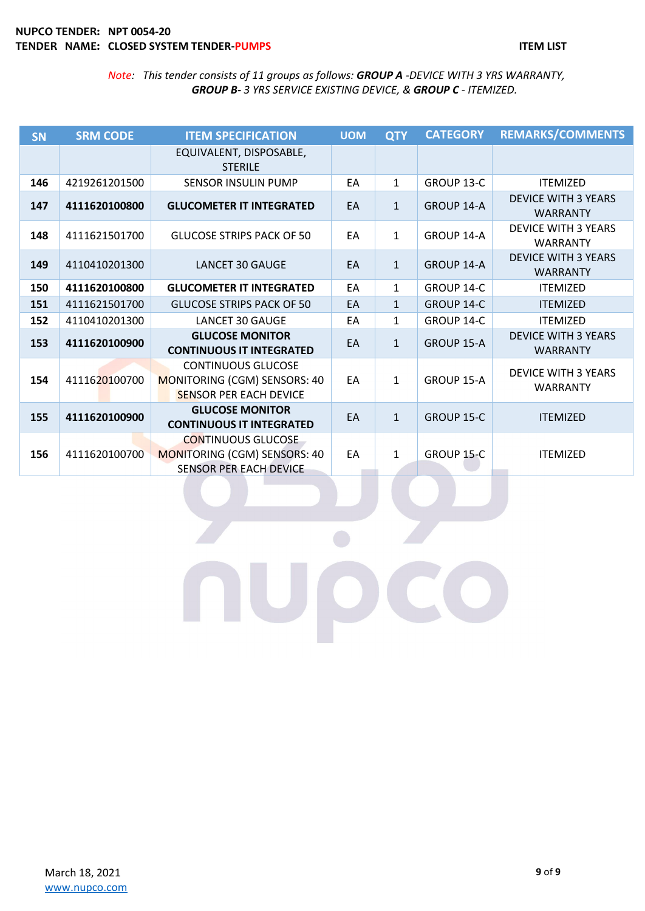**NUPCO TENDER: NPT 0054-20**
**TENDER NAME: CLOSED SYSTEM TENDER-PUMPS**

**ITEM LIST**

*Note: This tender consists of 11 groups as follows: **GROUP A** -DEVICE WITH 3 YRS WARRANTY, **GROUP B-** 3 YRS SERVICE EXISTING DEVICE, & **GROUP C** - ITEMIZED.*

| SN | SRM CODE | ITEM SPECIFICATION | UOM | QTY | CATEGORY | REMARKS/COMMENTS |
|---|---|---|---|---|---|---|
| | | EQUIVALENT, DISPOSABLE, STERILE | | | | |
| 146 | 4219261201500 | SENSOR INSULIN PUMP | EA | 1 | GROUP 13-C | ITEMIZED |
| 147 | **4111620100800** | **GLUCOMETER IT INTEGRATED** | EA | 1 | GROUP 14-A | DEVICE WITH 3 YEARS WARRANTY |
| 148 | 4111621501700 | GLUCOSE STRIPS PACK OF 50 | EA | 1 | GROUP 14-A | DEVICE WITH 3 YEARS WARRANTY |
| 149 | 4110410201300 | LANCET 30 GAUGE | EA | 1 | GROUP 14-A | DEVICE WITH 3 YEARS WARRANTY |
| 150 | **4111620100800** | **GLUCOMETER IT INTEGRATED** | EA | 1 | GROUP 14-C | ITEMIZED |
| 151 | 4111621501700 | GLUCOSE STRIPS PACK OF 50 | EA | 1 | GROUP 14-C | ITEMIZED |
| 152 | 4110410201300 | LANCET 30 GAUGE | EA | 1 | GROUP 14-C | ITEMIZED |
| 153 | **4111620100900** | **GLUCOSE MONITOR CONTINUOUS IT INTEGRATED** | EA | 1 | GROUP 15-A | DEVICE WITH 3 YEARS WARRANTY |
| 154 | 4111620100700 | CONTINUOUS GLUCOSE MONITORING (CGM) SENSORS: 40 SENSOR PER EACH DEVICE | EA | 1 | GROUP 15-A | DEVICE WITH 3 YEARS WARRANTY |
| 155 | **4111620100900** | **GLUCOSE MONITOR CONTINUOUS IT INTEGRATED** | EA | 1 | GROUP 15-C | ITEMIZED |
| 156 | 4111620100700 | CONTINUOUS GLUCOSE MONITORING (CGM) SENSORS: 40 SENSOR PER EACH DEVICE | EA | 1 | GROUP 15-C | ITEMIZED |

March 18, 2021
www.nupco.com